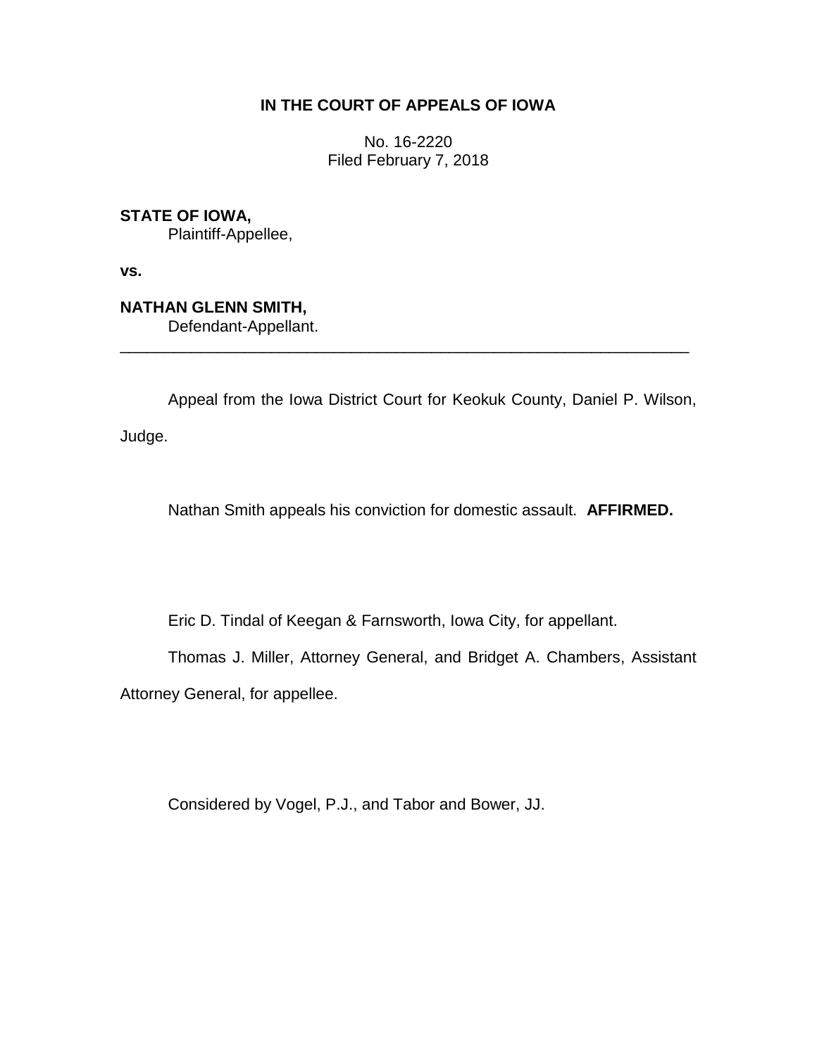**IN THE COURT OF APPEALS OF IOWA**

No. 16-2220
Filed February 7, 2018

**STATE OF IOWA,**
Plaintiff-Appellee,

**vs.**

**NATHAN GLENN SMITH,**
Defendant-Appellant.

---

Appeal from the Iowa District Court for Keokuk County, Daniel P. Wilson, Judge.

Nathan Smith appeals his conviction for domestic assault. **AFFIRMED.**

Eric D. Tindal of Keegan & Farnsworth, Iowa City, for appellant.

Thomas J. Miller, Attorney General, and Bridget A. Chambers, Assistant Attorney General, for appellee.

Considered by Vogel, P.J., and Tabor and Bower, JJ.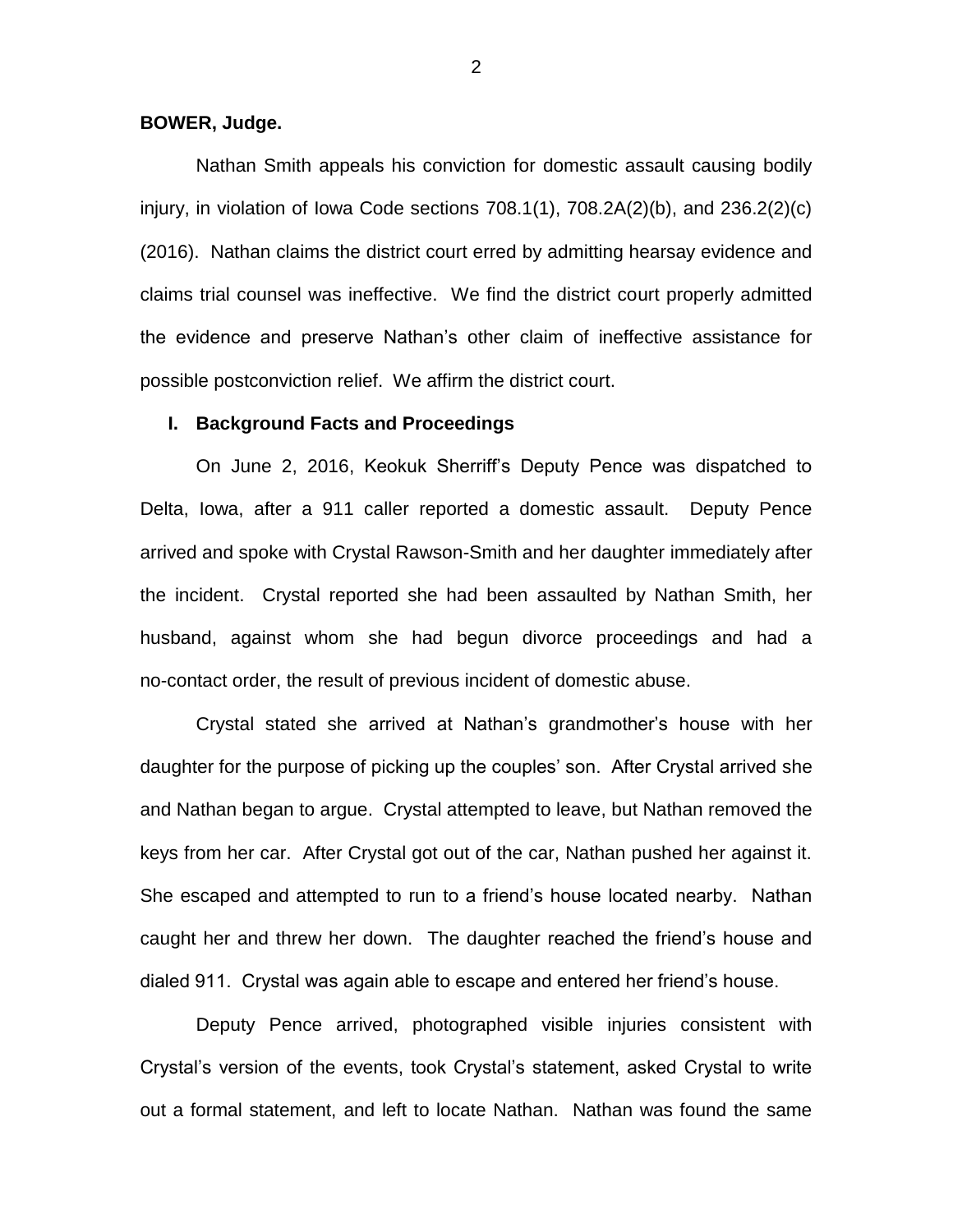**BOWER, Judge.**

Nathan Smith appeals his conviction for domestic assault causing bodily injury, in violation of Iowa Code sections 708.1(1), 708.2A(2)(b), and 236.2(2)(c) (2016). Nathan claims the district court erred by admitting hearsay evidence and claims trial counsel was ineffective. We find the district court properly admitted the evidence and preserve Nathan's other claim of ineffective assistance for possible postconviction relief. We affirm the district court.

## I. Background Facts and Proceedings

On June 2, 2016, Keokuk Sherriff's Deputy Pence was dispatched to Delta, Iowa, after a 911 caller reported a domestic assault. Deputy Pence arrived and spoke with Crystal Rawson-Smith and her daughter immediately after the incident. Crystal reported she had been assaulted by Nathan Smith, her husband, against whom she had begun divorce proceedings and had a no-contact order, the result of previous incident of domestic abuse.

Crystal stated she arrived at Nathan's grandmother's house with her daughter for the purpose of picking up the couples' son. After Crystal arrived she and Nathan began to argue. Crystal attempted to leave, but Nathan removed the keys from her car. After Crystal got out of the car, Nathan pushed her against it. She escaped and attempted to run to a friend's house located nearby. Nathan caught her and threw her down. The daughter reached the friend's house and dialed 911. Crystal was again able to escape and entered her friend's house.

Deputy Pence arrived, photographed visible injuries consistent with Crystal's version of the events, took Crystal's statement, asked Crystal to write out a formal statement, and left to locate Nathan. Nathan was found the same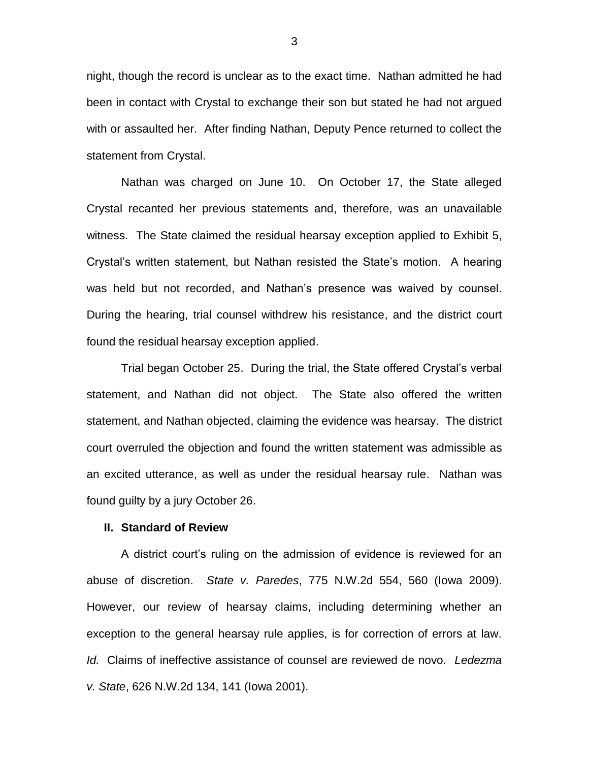night, though the record is unclear as to the exact time. Nathan admitted he had been in contact with Crystal to exchange their son but stated he had not argued with or assaulted her. After finding Nathan, Deputy Pence returned to collect the statement from Crystal.

Nathan was charged on June 10. On October 17, the State alleged Crystal recanted her previous statements and, therefore, was an unavailable witness. The State claimed the residual hearsay exception applied to Exhibit 5, Crystal's written statement, but Nathan resisted the State's motion. A hearing was held but not recorded, and Nathan's presence was waived by counsel. During the hearing, trial counsel withdrew his resistance, and the district court found the residual hearsay exception applied.

Trial began October 25. During the trial, the State offered Crystal's verbal statement, and Nathan did not object. The State also offered the written statement, and Nathan objected, claiming the evidence was hearsay. The district court overruled the objection and found the written statement was admissible as an excited utterance, as well as under the residual hearsay rule. Nathan was found guilty by a jury October 26.

## II. Standard of Review

A district court's ruling on the admission of evidence is reviewed for an abuse of discretion. *State v. Paredes*, 775 N.W.2d 554, 560 (Iowa 2009). However, our review of hearsay claims, including determining whether an exception to the general hearsay rule applies, is for correction of errors at law. *Id.* Claims of ineffective assistance of counsel are reviewed de novo. *Ledezma v. State*, 626 N.W.2d 134, 141 (Iowa 2001).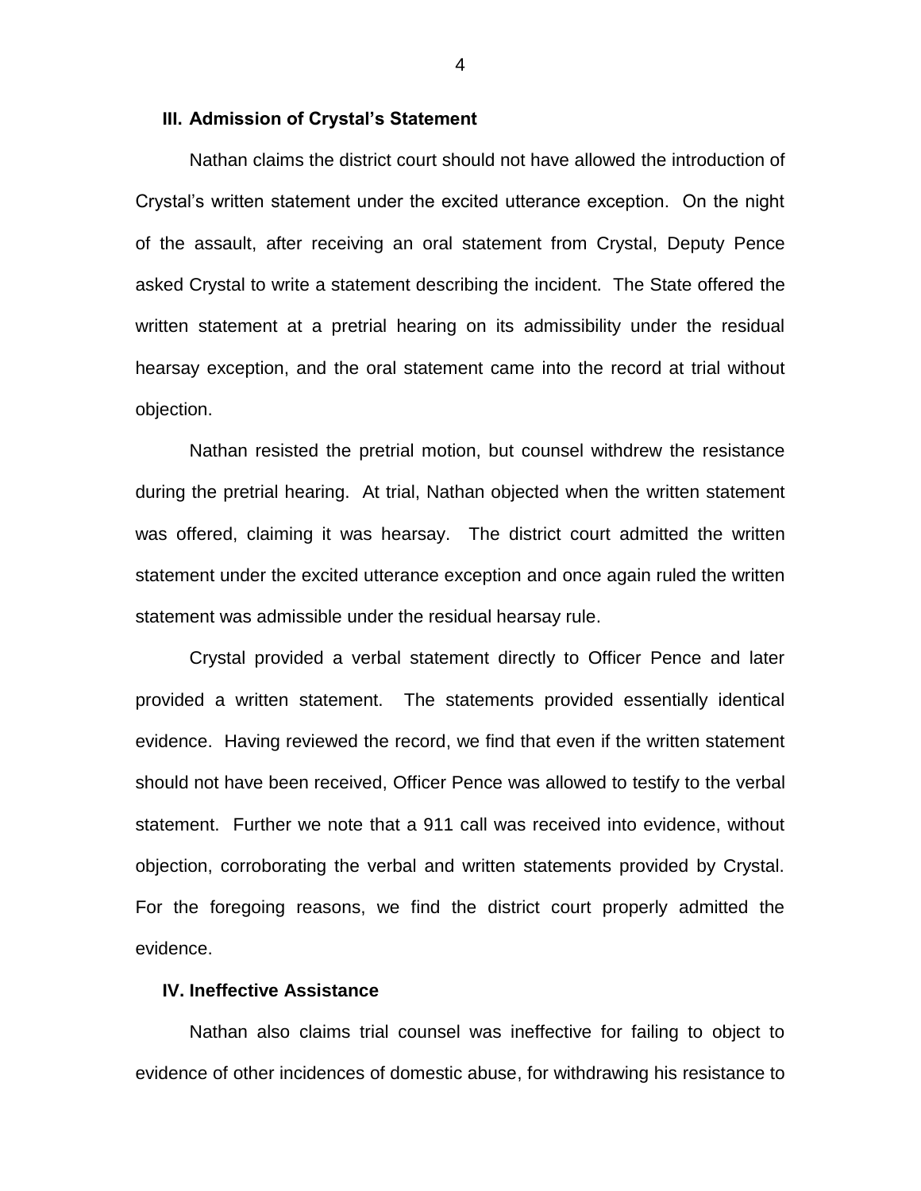### III. Admission of Crystal's Statement

Nathan claims the district court should not have allowed the introduction of Crystal's written statement under the excited utterance exception. On the night of the assault, after receiving an oral statement from Crystal, Deputy Pence asked Crystal to write a statement describing the incident. The State offered the written statement at a pretrial hearing on its admissibility under the residual hearsay exception, and the oral statement came into the record at trial without objection.

Nathan resisted the pretrial motion, but counsel withdrew the resistance during the pretrial hearing. At trial, Nathan objected when the written statement was offered, claiming it was hearsay. The district court admitted the written statement under the excited utterance exception and once again ruled the written statement was admissible under the residual hearsay rule.

Crystal provided a verbal statement directly to Officer Pence and later provided a written statement. The statements provided essentially identical evidence. Having reviewed the record, we find that even if the written statement should not have been received, Officer Pence was allowed to testify to the verbal statement. Further we note that a 911 call was received into evidence, without objection, corroborating the verbal and written statements provided by Crystal. For the foregoing reasons, we find the district court properly admitted the evidence.

### IV. Ineffective Assistance

Nathan also claims trial counsel was ineffective for failing to object to evidence of other incidences of domestic abuse, for withdrawing his resistance to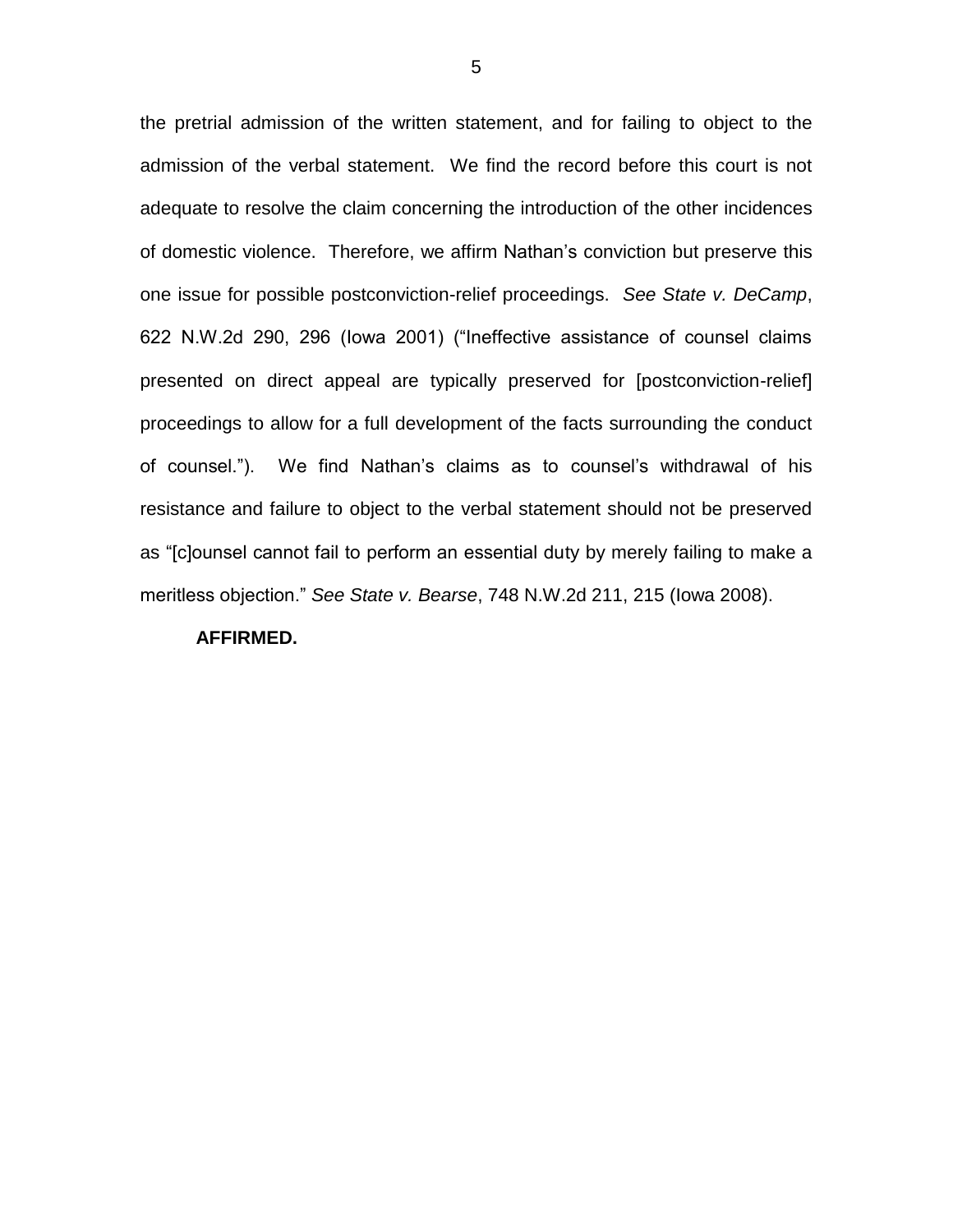the pretrial admission of the written statement, and for failing to object to the admission of the verbal statement. We find the record before this court is not adequate to resolve the claim concerning the introduction of the other incidences of domestic violence. Therefore, we affirm Nathan's conviction but preserve this one issue for possible postconviction-relief proceedings. *See State v. DeCamp*, 622 N.W.2d 290, 296 (Iowa 2001) ("Ineffective assistance of counsel claims presented on direct appeal are typically preserved for [postconviction-relief] proceedings to allow for a full development of the facts surrounding the conduct of counsel."). We find Nathan's claims as to counsel's withdrawal of his resistance and failure to object to the verbal statement should not be preserved as "[c]ounsel cannot fail to perform an essential duty by merely failing to make a meritless objection." *See State v. Bearse*, 748 N.W.2d 211, 215 (Iowa 2008).

**AFFIRMED.**